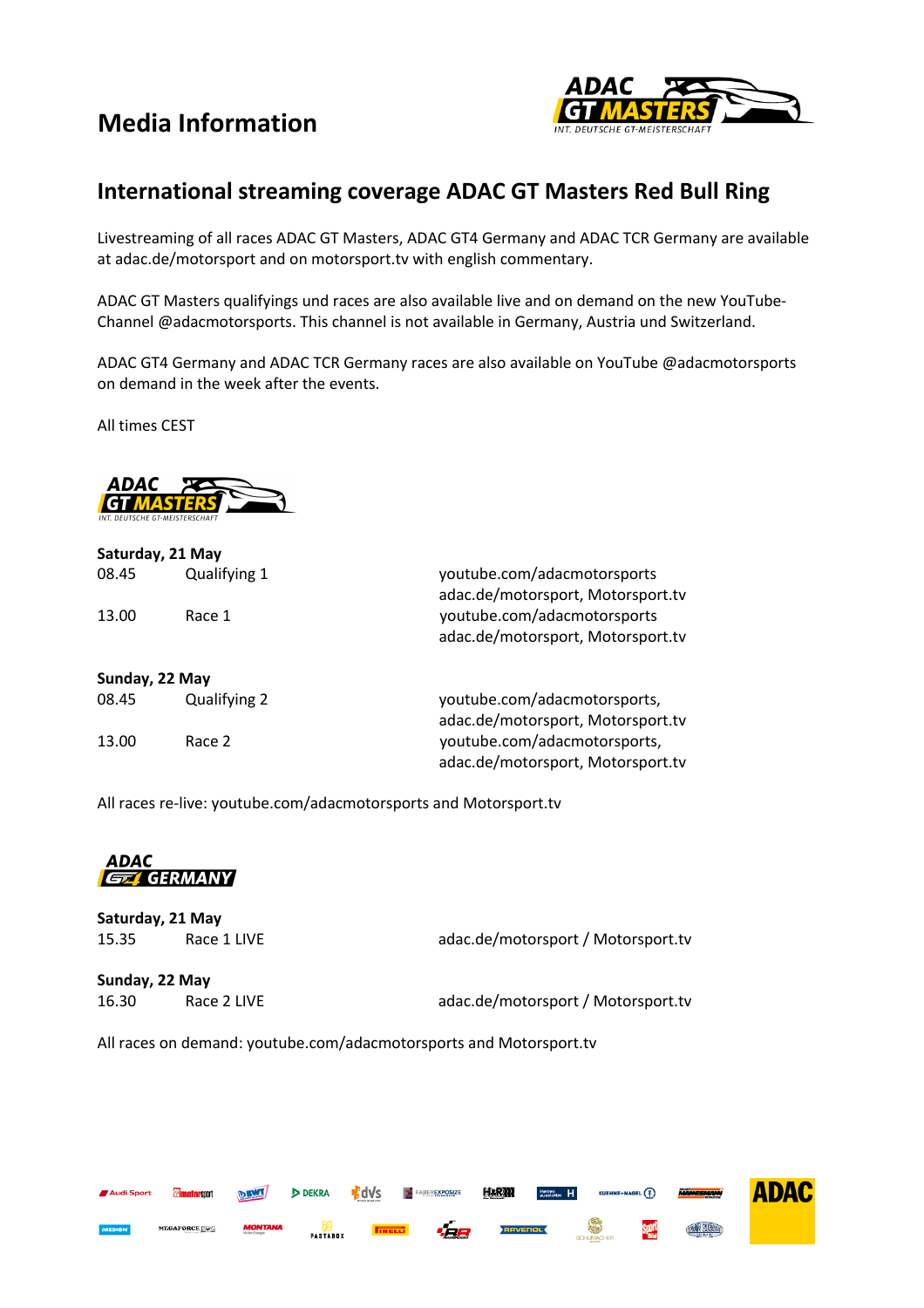# Media Information

## International streaming coverage ADAC GT Masters Red Bull Ring

Livestreaming of all races ADAC GT Masters, ADAC GT4 Germany and ADAC TCR Germany are available at adac.de/motorsport and on motorsport.tv with english commentary.

ADAC GT Masters qualifyings und races are also available live and on demand on the new YouTube-Channel @adacmotorsports. This channel is not available in Germany, Austria und Switzerland.

ADAC GT4 Germany and ADAC TCR Germany races are also available on YouTube @adacmotorsports on demand in the week after the events.

All times CEST

### ADAC GT Masters

**Saturday, 21 May**

| | | |
|---|---|---|
| 08.45 | Qualifying 1 | youtube.com/adacmotorsports adac.de/motorsport, Motorsport.tv |
| 13.00 | Race 1 | youtube.com/adacmotorsports adac.de/motorsport, Motorsport.tv |

**Sunday, 22 May**

| | | |
|---|---|---|
| 08.45 | Qualifying 2 | youtube.com/adacmotorsports, adac.de/motorsport, Motorsport.tv |
| 13.00 | Race 2 | youtube.com/adacmotorsports, adac.de/motorsport, Motorsport.tv |

All races re-live: youtube.com/adacmotorsports and Motorsport.tv

### ADAC GT4 Germany

**Saturday, 21 May**

| | | |
|---|---|---|
| 15.35 | Race 1 LIVE | adac.de/motorsport / Motorsport.tv |

**Sunday, 22 May**

| | | |
|---|---|---|
| 16.30 | Race 2 LIVE | adac.de/motorsport / Motorsport.tv |

All races on demand: youtube.com/adacmotorsports and Motorsport.tv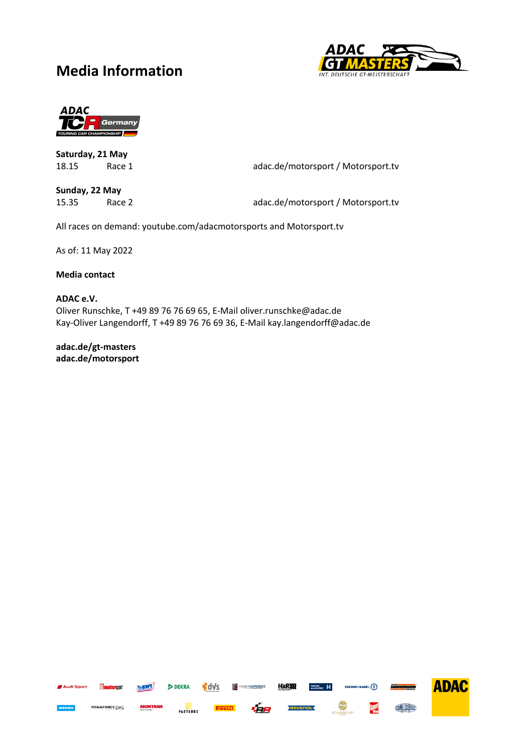# Media Information

**Saturday, 21 May**

| | | |
|---|---|---|
| 18.15 | Race 1 | adac.de/motorsport / Motorsport.tv |

**Sunday, 22 May**

| | | |
|---|---|---|
| 15.35 | Race 2 | adac.de/motorsport / Motorsport.tv |

All races on demand: youtube.com/adacmotorsports and Motorsport.tv

As of: 11 May 2022

**Media contact**

**ADAC e.V.**
Oliver Runschke, T +49 89 76 76 69 65, E-Mail oliver.runschke@adac.de
Kay-Oliver Langendorff, T +49 89 76 76 69 36, E-Mail kay.langendorff@adac.de

**adac.de/gt-masters**
**adac.de/motorsport**